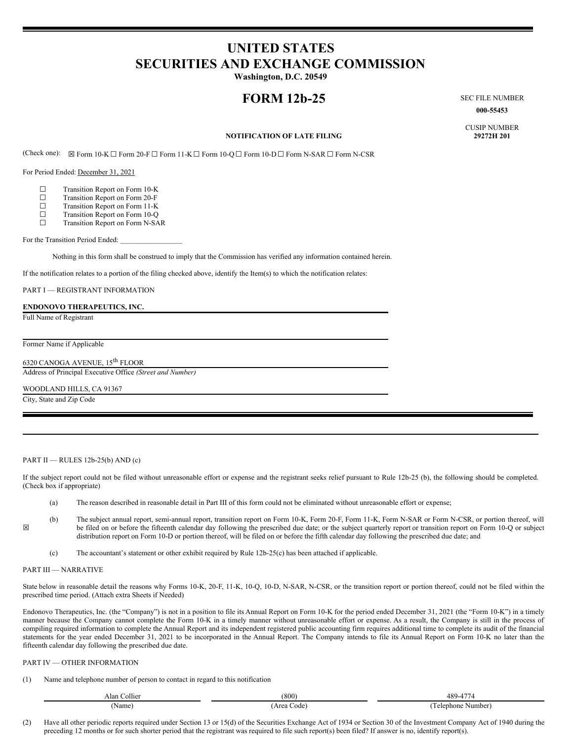# UNITED STATES
# SECURITIES AND EXCHANGE COMMISSION

**Washington, D.C. 20549**

# FORM 12b-25

SEC FILE NUMBER
**000-55453**

CUSIP NUMBER
**29272H 201**

**NOTIFICATION OF LATE FILING**

(Check one): ☒ Form 10-K ☐ Form 20-F ☐ Form 11-K ☐ Form 10-Q ☐ Form 10-D ☐ Form N-SAR ☐ Form N-CSR

For Period Ended: December 31, 2021

☐ Transition Report on Form 10-K
☐ Transition Report on Form 20-F
☐ Transition Report on Form 11-K
☐ Transition Report on Form 10-Q
☐ Transition Report on Form N-SAR

For the Transition Period Ended: \_\_\_\_\_\_\_\_\_\_\_\_\_\_\_\_

Nothing in this form shall be construed to imply that the Commission has verified any information contained herein.

If the notification relates to a portion of the filing checked above, identify the Item(s) to which the notification relates:

PART I — REGISTRANT INFORMATION

**ENDONOVO THERAPEUTICS, INC.**
Full Name of Registrant

Former Name if Applicable

6320 CANOGA AVENUE, 15th FLOOR
Address of Principal Executive Office *(Street and Number)*

WOODLAND HILLS, CA 91367
City, State and Zip Code

PART II — RULES 12b-25(b) AND (c)

If the subject report could not be filed without unreasonable effort or expense and the registrant seeks relief pursuant to Rule 12b-25 (b), the following should be completed. (Check box if appropriate)

☒

(a) The reason described in reasonable detail in Part III of this form could not be eliminated without unreasonable effort or expense;

(b) The subject annual report, semi-annual report, transition report on Form 10-K, Form 20-F, Form 11-K, Form N-SAR or Form N-CSR, or portion thereof, will be filed on or before the fifteenth calendar day following the prescribed due date; or the subject quarterly report or transition report on Form 10-Q or subject distribution report on Form 10-D or portion thereof, will be filed on or before the fifth calendar day following the prescribed due date; and

(c) The accountant's statement or other exhibit required by Rule 12b-25(c) has been attached if applicable.

PART III — NARRATIVE

State below in reasonable detail the reasons why Forms 10-K, 20-F, 11-K, 10-Q, 10-D, N-SAR, N-CSR, or the transition report or portion thereof, could not be filed within the prescribed time period. (Attach extra Sheets if Needed)

Endonovo Therapeutics, Inc. (the "Company") is not in a position to file its Annual Report on Form 10-K for the period ended December 31, 2021 (the "Form 10-K") in a timely manner because the Company cannot complete the Form 10-K in a timely manner without unreasonable effort or expense. As a result, the Company is still in the process of compiling required information to complete the Annual Report and its independent registered public accounting firm requires additional time to complete its audit of the financial statements for the year ended December 31, 2021 to be incorporated in the Annual Report. The Company intends to file its Annual Report on Form 10-K no later than the fifteenth calendar day following the prescribed due date.

PART IV — OTHER INFORMATION

(1) Name and telephone number of person to contact in regard to this notification

| Alan Collier | (800) | 489-4774 |
|---|---|---|
| (Name) | (Area Code) | (Telephone Number) |

(2) Have all other periodic reports required under Section 13 or 15(d) of the Securities Exchange Act of 1934 or Section 30 of the Investment Company Act of 1940 during the preceding 12 months or for such shorter period that the registrant was required to file such report(s) been filed? If answer is no, identify report(s).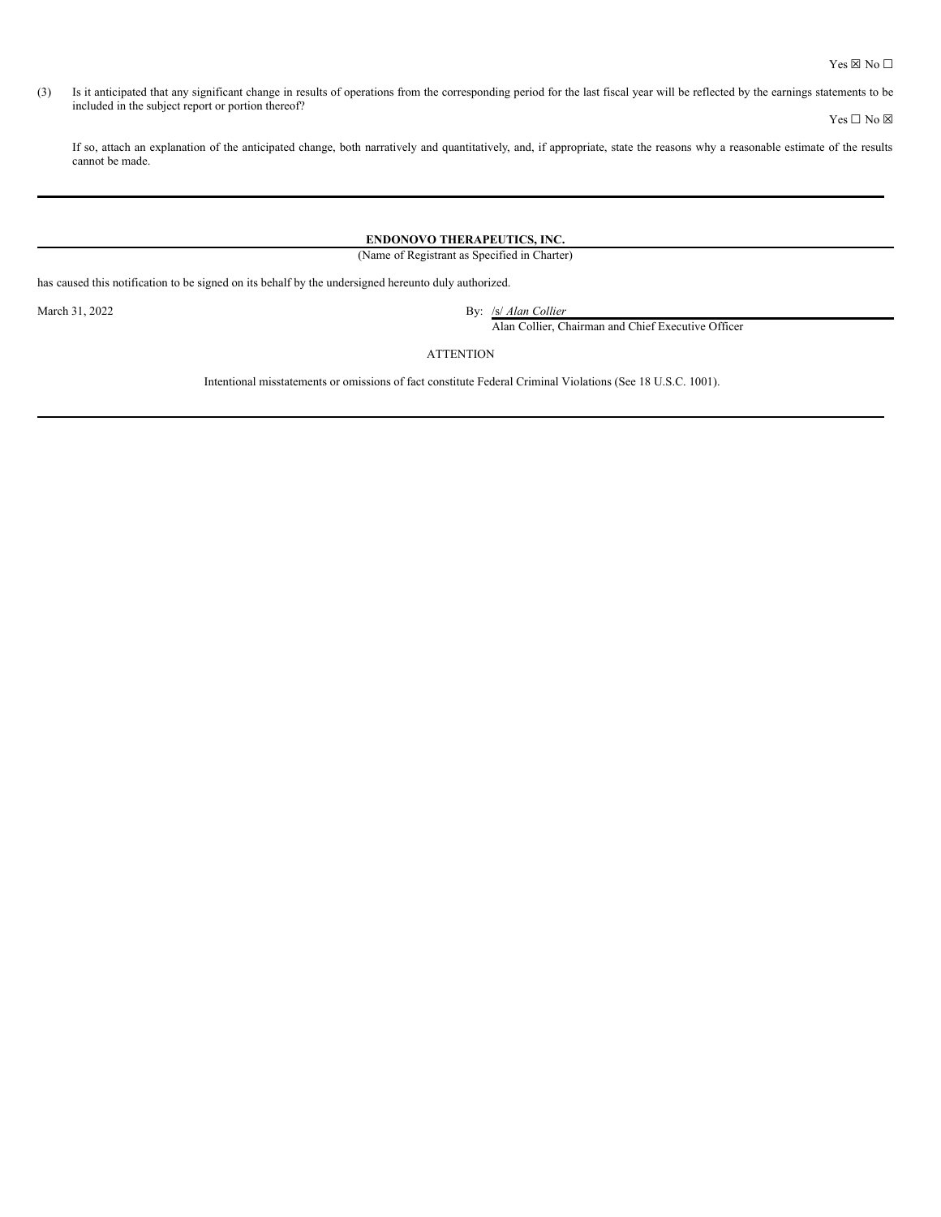Yes ☒ No ☐

(3) Is it anticipated that any significant change in results of operations from the corresponding period for the last fiscal year will be reflected by the earnings statements to be included in the subject report or portion thereof?

Yes ☐ No ☒

If so, attach an explanation of the anticipated change, both narratively and quantitatively, and, if appropriate, state the reasons why a reasonable estimate of the results cannot be made.

---

**ENDONOVO THERAPEUTICS, INC.**

(Name of Registrant as Specified in Charter)

has caused this notification to be signed on its behalf by the undersigned hereunto duly authorized.

March 31, 2022

By: /s/ *Alan Collier*

Alan Collier, Chairman and Chief Executive Officer

ATTENTION

Intentional misstatements or omissions of fact constitute Federal Criminal Violations (See 18 U.S.C. 1001).